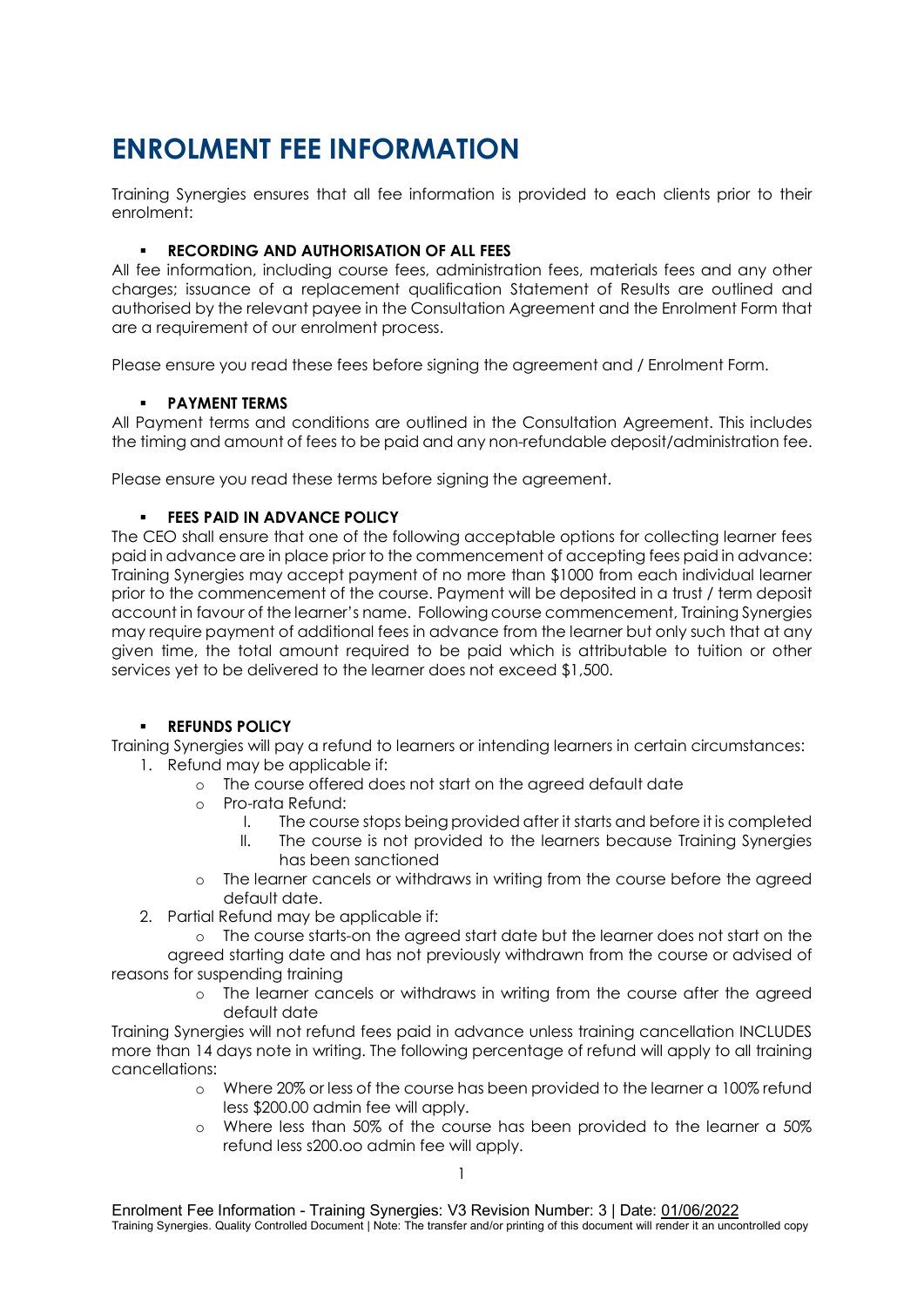# ENROLMENT FEE INFORMATION

Training Synergies ensures that all fee information is provided to each clients prior to their enrolment:

- **RECORDING AND AUTHORISATION OF ALL FEES**

All fee information, including course fees, administration fees, materials fees and any other charges; issuance of a replacement qualification Statement of Results are outlined and authorised by the relevant payee in the Consultation Agreement and the Enrolment Form that are a requirement of our enrolment process.

Please ensure you read these fees before signing the agreement and / Enrolment Form.

- **PAYMENT TERMS**

All Payment terms and conditions are outlined in the Consultation Agreement. This includes the timing and amount of fees to be paid and any non-refundable deposit/administration fee.

Please ensure you read these terms before signing the agreement.

- **FEES PAID IN ADVANCE POLICY**

The CEO shall ensure that one of the following acceptable options for collecting learner fees paid in advance are in place prior to the commencement of accepting fees paid in advance: Training Synergies may accept payment of no more than $1000 from each individual learner prior to the commencement of the course. Payment will be deposited in a trust / term deposit account in favour of the learner's name. Following course commencement, Training Synergies may require payment of additional fees in advance from the learner but only such that at any given time, the total amount required to be paid which is attributable to tuition or other services yet to be delivered to the learner does not exceed $1,500.

- **REFUNDS POLICY**

Training Synergies will pay a refund to learners or intending learners in certain circumstances:

1. Refund may be applicable if:
   - The course offered does not start on the agreed default date
   - Pro-rata Refund:
     I. The course stops being provided after it starts and before it is completed
     II. The course is not provided to the learners because Training Synergies has been sanctioned
   - The learner cancels or withdraws in writing from the course before the agreed default date.
2. Partial Refund may be applicable if:
   - The course starts-on the agreed start date but the learner does not start on the agreed starting date and has not previously withdrawn from the course or advised of reasons for suspending training
   - The learner cancels or withdraws in writing from the course after the agreed default date

Training Synergies will not refund fees paid in advance unless training cancellation INCLUDES more than 14 days note in writing. The following percentage of refund will apply to all training cancellations:

- Where 20% or less of the course has been provided to the learner a 100% refund less $200.00 admin fee will apply.
- Where less than 50% of the course has been provided to the learner a 50% refund less s200.oo admin fee will apply.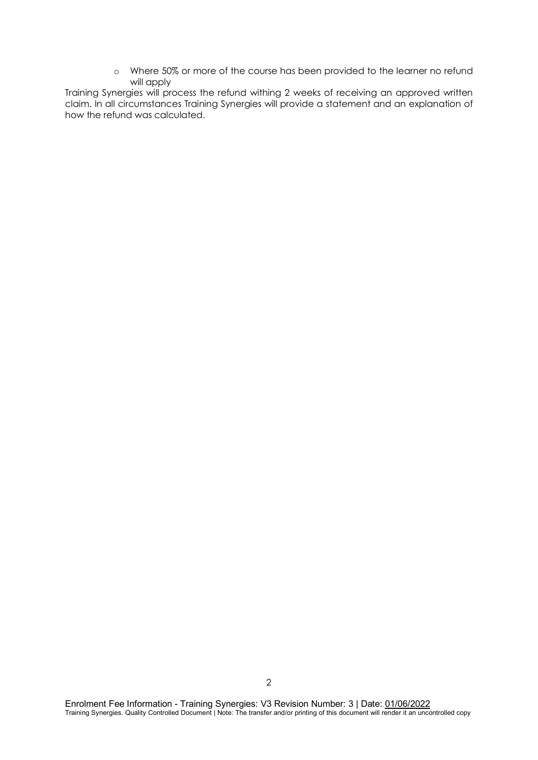- Where 50% or more of the course has been provided to the learner no refund will apply

Training Synergies will process the refund withing 2 weeks of receiving an approved written claim. In all circumstances Training Synergies will provide a statement and an explanation of how the refund was calculated.